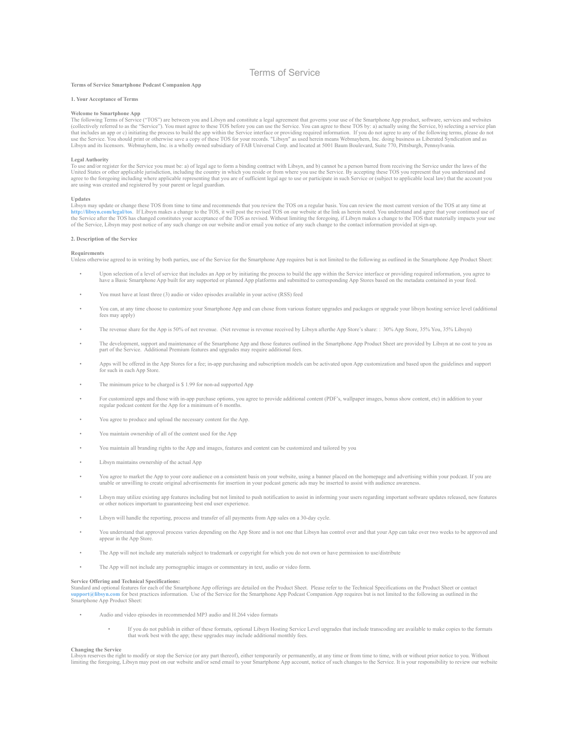# Terms of Service

**Terms of Service Smartphone Podcast Companion App**

**1. Your Acceptance of Terms**

**Welcome to Smartphone App**

The following Terms of Service ("TOS") are between you and Libsyn and constitute a legal agreement that governs your use of the Smartphone App product, software, services and websites (collectively referred to as the "Service"). You must agree to these TOS before you can use the Service. You can agree to these TOS by: a) actually using the Service, b) selecting a service plan that includes an app or c) initiating the process to build the app within the Service interface or providing required information. If you do not agree to any of the following terms, please do not use the Service. You should print or otherwise save a copy of these TOS for your records. "Libsyn" as used herein means Webmayhem, Inc. doing business as Liberated Syndication and as Libsyn and its licensors. Webmayhem, Inc. is a wholly owned subsidiary of FAB Universal Corp. and located at 5001 Baum Boulevard, Suite 770, Pittsburgh, Pennsylvania.

**Legal Authority**

To use and/or register for the Service you must be: a) of legal age to form a binding contract with Libsyn, and b) cannot be a person barred from receiving the Service under the laws of the United States or other applicable jurisdiction, including the country in which you reside or from where you use the Service. By accepting these TOS you represent that you understand and agree to the foregoing including where applicable representing that you are of sufficient legal age to use or participate in such Service or (subject to applicable local law) that the account you are using was created and registered by your parent or legal guardian.

**Updates**

Libsyn may update or change these TOS from time to time and recommends that you review the TOS on a regular basis. You can review the most current version of the TOS at any time at **http://libsyn.com/legal/tos**. If Libsyn makes a change to the TOS, it will post the revised TOS on our website at the link as herein noted. You understand and agree that your continued use of the Service after the TOS has changed constitutes your acceptance of the TOS as revised. Without limiting the foregoing, if Libsyn makes a change to the TOS that materially impacts your use of the Service, Libsyn may post notice of any such change on our website and/or email you notice of any such change to the contact information provided at sign-up.

**2. Description of the Service**

**Requirements**

Unless otherwise agreed to in writing by both parties, use of the Service for the Smartphone App requires but is not limited to the following as outlined in the Smartphone App Product Sheet:

- Upon selection of a level of service that includes an App or by initiating the process to build the app within the Service interface or providing required information, you agree to have a Basic Smartphone App built for any supported or planned App platforms and submitted to corresponding App Stores based on the metadata contained in your feed.
- You must have at least three (3) audio or video episodes available in your active (RSS) feed
- You can, at any time choose to customize your Smartphone App and can chose from various feature upgrades and packages or upgrade your libsyn hosting service level (additional fees may apply)
- The revenue share for the App is 50% of net revenue. (Net revenue is revenue received by Libsyn afterthe App Store's share: : 30% App Store, 35% You, 35% Libsyn)
- The development, support and maintenance of the Smartphone App and those features outlined in the Smartphone App Product Sheet are provided by Libsyn at no cost to you as part of the Service. Additional Premium features and upgrades may require additional fees.
- Apps will be offered in the App Stores for a fee; in-app purchasing and subscription models can be activated upon App customization and based upon the guidelines and support for such in each App Store.
- The minimum price to be charged is $ 1.99 for non-ad supported App
- For customized apps and those with in-app purchase options, you agree to provide additional content (PDF's, wallpaper images, bonus show content, etc) in addition to your regular podcast content for the App for a minimum of 6 months.
- You agree to produce and upload the necessary content for the App.
- You maintain ownership of all of the content used for the App
- You maintain all branding rights to the App and images, features and content can be customized and tailored by you
- Libsyn maintains ownership of the actual App
- You agree to market the App to your core audience on a consistent basis on your website, using a banner placed on the homepage and advertising within your podcast. If you are unable or unwilling to create original advertisements for insertion in your podcast generic ads may be inserted to assist with audience awareness.
- Libsyn may utilize existing app features including but not limited to push notification to assist in informing your users regarding important software updates released, new features or other notices important to guaranteeing best end user experience.
- Libsyn will handle the reporting, process and transfer of all payments from App sales on a 30-day cycle.
- You understand that approval process varies depending on the App Store and is not one that Libsyn has control over and that your App can take over two weeks to be approved and appear in the App Store.
- The App will not include any materials subject to trademark or copyright for which you do not own or have permission to use/distribute
- The App will not include any pornographic images or commentary in text, audio or video form.

**Service Offering and Technical Specifications:**

Standard and optional features for each of the Smartphone App offerings are detailed on the Product Sheet. Please refer to the Technical Specifications on the Product Sheet or contact **support@libsyn.com** for best practices information. Use of the Service for the Smartphone App Podcast Companion App requires but is not limited to the following as outlined in the Smartphone App Product Sheet:

- Audio and video episodes in recommended MP3 audio and H.264 video formats
  - If you do not publish in either of these formats, optional Libsyn Hosting Service Level upgrades that include transcoding are available to make copies to the formats that work best with the app; these upgrades may include additional monthly fees.

**Changing the Service**

Libsyn reserves the right to modify or stop the Service (or any part thereof), either temporarily or permanently, at any time or from time to time, with or without prior notice to you. Without limiting the foregoing, Libsyn may post on our website and/or send email to your Smartphone App account, notice of such changes to the Service. It is your responsibility to review our website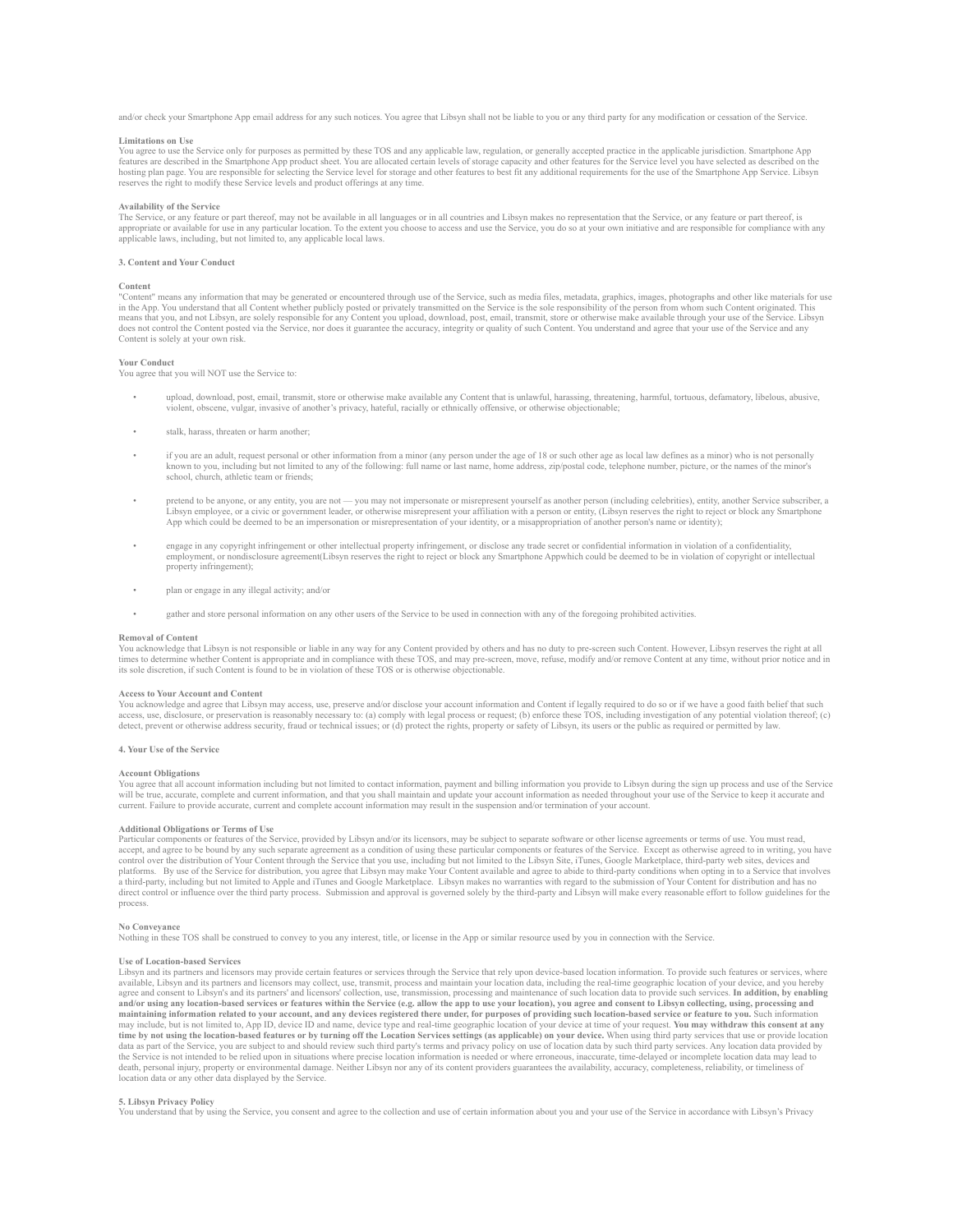and/or check your Smartphone App email address for any such notices. You agree that Libsyn shall not be liable to you or any third party for any modification or cessation of the Service.

**Limitations on Use**
You agree to use the Service only for purposes as permitted by these TOS and any applicable law, regulation, or generally accepted practice in the applicable jurisdiction. Smartphone App features are described in the Smartphone App product sheet. You are allocated certain levels of storage capacity and other features for the Service level you have selected as described on the hosting plan page. You are responsible for selecting the Service level for storage and other features to best fit any additional requirements for the use of the Smartphone App Service. Libsyn reserves the right to modify these Service levels and product offerings at any time.

**Availability of the Service**
The Service, or any feature or part thereof, may not be available in all languages or in all countries and Libsyn makes no representation that the Service, or any feature or part thereof, is appropriate or available for use in any particular location. To the extent you choose to access and use the Service, you do so at your own initiative and are responsible for compliance with any applicable laws, including, but not limited to, any applicable local laws.

## 3. Content and Your Conduct

**Content**
"Content" means any information that may be generated or encountered through use of the Service, such as media files, metadata, graphics, images, photographs and other like materials for use in the App. You understand that all Content whether publicly posted or privately transmitted on the Service is the sole responsibility of the person from whom such Content originated. This means that you, and not Libsyn, are solely responsible for any Content you upload, download, post, email, transmit, store or otherwise make available through your use of the Service. Libsyn does not control the Content posted via the Service, nor does it guarantee the accuracy, integrity or quality of such Content. You understand and agree that your use of the Service and any Content is solely at your own risk.

**Your Conduct**
You agree that you will NOT use the Service to:

- upload, download, post, email, transmit, store or otherwise make available any Content that is unlawful, harassing, threatening, harmful, tortuous, defamatory, libelous, abusive, violent, obscene, vulgar, invasive of another's privacy, hateful, racially or ethnically offensive, or otherwise objectionable;
- stalk, harass, threaten or harm another;
- if you are an adult, request personal or other information from a minor (any person under the age of 18 or such other age as local law defines as a minor) who is not personally known to you, including but not limited to any of the following: full name or last name, home address, zip/postal code, telephone number, picture, or the names of the minor's school, church, athletic team or friends;
- pretend to be anyone, or any entity, you are not — you may not impersonate or misrepresent yourself as another person (including celebrities), entity, another Service subscriber, a Libsyn employee, or a civic or government leader, or otherwise misrepresent your affiliation with a person or entity, (Libsyn reserves the right to reject or block any Smartphone App which could be deemed to be an impersonation or misrepresentation of your identity, or a misappropriation of another person's name or identity);
- engage in any copyright infringement or other intellectual property infringement, or disclose any trade secret or confidential information in violation of a confidentiality, employment, or nondisclosure agreement(Libsyn reserves the right to reject or block any Smartphone Appwhich could be deemed to be in violation of copyright or intellectual property infringement);
- plan or engage in any illegal activity; and/or
- gather and store personal information on any other users of the Service to be used in connection with any of the foregoing prohibited activities.

**Removal of Content**
You acknowledge that Libsyn is not responsible or liable in any way for any Content provided by others and has no duty to pre-screen such Content. However, Libsyn reserves the right at all times to determine whether Content is appropriate and in compliance with these TOS, and may pre-screen, move, refuse, modify and/or remove Content at any time, without prior notice and in its sole discretion, if such Content is found to be in violation of these TOS or is otherwise objectionable.

**Access to Your Account and Content**
You acknowledge and agree that Libsyn may access, use, preserve and/or disclose your account information and Content if legally required to do so or if we have a good faith belief that such access, use, disclosure, or preservation is reasonably necessary to: (a) comply with legal process or request; (b) enforce these TOS, including investigation of any potential violation thereof; (c) detect, prevent or otherwise address security, fraud or technical issues; or (d) protect the rights, property or safety of Libsyn, its users or the public as required or permitted by law.

## 4. Your Use of the Service

**Account Obligations**
You agree that all account information including but not limited to contact information, payment and billing information you provide to Libsyn during the sign up process and use of the Service will be true, accurate, complete and current information, and that you shall maintain and update your account information as needed throughout your use of the Service to keep it accurate and current. Failure to provide accurate, current and complete account information may result in the suspension and/or termination of your account.

**Additional Obligations or Terms of Use**
Particular components or features of the Service, provided by Libsyn and/or its licensors, may be subject to separate software or other license agreements or terms of use. You must read, accept, and agree to be bound by any such separate agreement as a condition of using these particular components or features of the Service. Except as otherwise agreed to in writing, you have control over the distribution of Your Content through the Service that you use, including but not limited to the Libsyn Site, iTunes, Google Marketplace, third-party web sites, devices and platforms. By use of the Service for distribution, you agree that Libsyn may make Your Content available and agree to abide to third-party conditions when opting in to a Service that involves a third-party, including but not limited to Apple and iTunes and Google Marketplace. Libsyn makes no warranties with regard to the submission of Your Content for distribution and has no direct control or influence over the third party process. Submission and approval is governed solely by the third-party and Libsyn will make every reasonable effort to follow guidelines for the process.

**No Conveyance**
Nothing in these TOS shall be construed to convey to you any interest, title, or license in the App or similar resource used by you in connection with the Service.

**Use of Location-based Services**
Libsyn and its partners and licensors may provide certain features or services through the Service that rely upon device-based location information. To provide such features or services, where available, Libsyn and its partners and licensors may collect, use, transmit, process and maintain your location data, including the real-time geographic location of your device, and you hereby agree and consent to Libsyn's and its partners' and licensors' collection, use, transmission, processing and maintenance of such location data to provide such services. **In addition, by enabling and/or using any location-based services or features within the Service (e.g. allow the app to use your location), you agree and consent to Libsyn collecting, using, processing and maintaining information related to your account, and any devices registered there under, for purposes of providing such location-based service or feature to you.** Such information may include, but is not limited to, App ID, device ID and name, device type and real-time geographic location of your device at time of your request. **You may withdraw this consent at any time by not using the location-based features or by turning off the Location Services settings (as applicable) on your device.** When using third party services that use or provide location data as part of the Service, you are subject to and should review such third party's terms and privacy policy on use of location data by such third party services. Any location data provided by the Service is not intended to be relied upon in situations where precise location information is needed or where erroneous, inaccurate, time-delayed or incomplete location data may lead to death, personal injury, property or environmental damage. Neither Libsyn nor any of its content providers guarantees the availability, accuracy, completeness, reliability, or timeliness of location data or any other data displayed by the Service.

## 5. Libsyn Privacy Policy

You understand that by using the Service, you consent and agree to the collection and use of certain information about you and your use of the Service in accordance with Libsyn's Privacy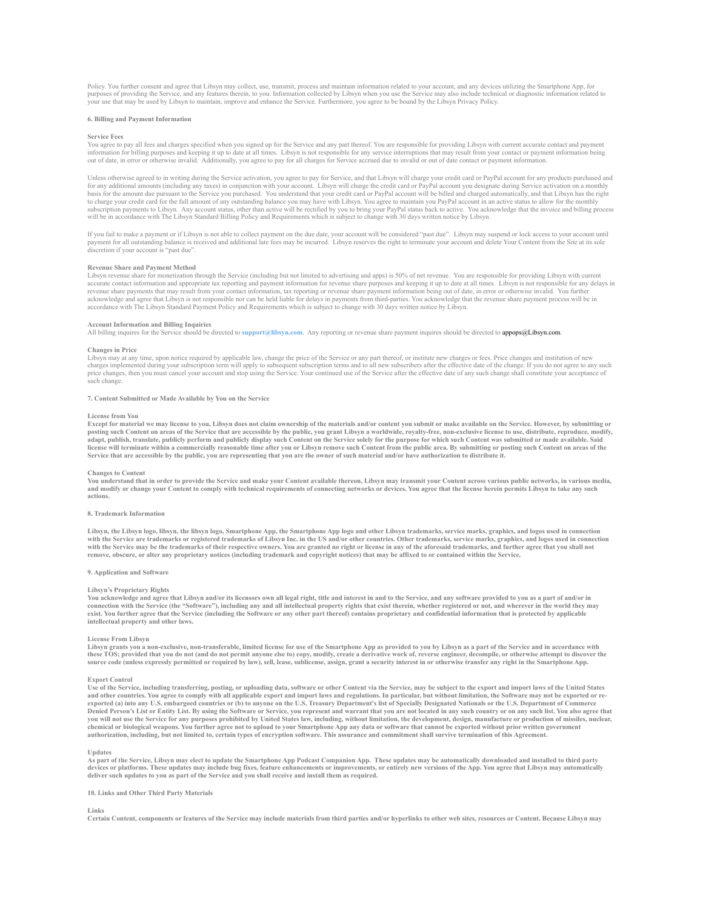Policy. You further consent and agree that Libsyn may collect, use, transmit, process and maintain information related to your account, and any devices utilizing the Smartphone App, for purposes of providing the Service, and any features therein, to you. Information collected by Libsyn when you use the Service may also include technical or diagnostic information related to your use that may be used by Libsyn to maintain, improve and enhance the Service. Furthermore, you agree to be bound by the Libsyn Privacy Policy.

**6. Billing and Payment Information**

**Service Fees**
You agree to pay all fees and charges specified when you signed up for the Service and any part thereof. You are responsible for providing Libsyn with current accurate contact and payment information for billing purposes and keeping it up to date at all times. Libsyn is not responsible for any service interruptions that may result from your contact or payment information being out of date, in error or otherwise invalid. Additionally, you agree to pay for all charges for Service accrued due to invalid or out of date contact or payment information.

Unless otherwise agreed to in writing during the Service activation, you agree to pay for Service, and that Libsyn will charge your credit card or PayPal account for any products purchased and for any additional amounts (including any taxes) in conjunction with your account. Libsyn will charge the credit card or PayPal account you designate during Service activation on a monthly basis for the amount due pursuant to the Service you purchased. You understand that your credit card or PayPal account will be billed and charged automatically, and that Libsyn has the right to charge your credit card for the full amount of any outstanding balance you may have with Libsyn. You agree to maintain you PayPal account in an active status to allow for the monthly subscription payments to Libsyn. Any account status, other than active will be rectified by you to bring your PayPal status back to active. You acknowledge that the invoice and billing process will be in accordance with The Libsyn Standard Billing Policy and Requirements which is subject to change with 30 days written notice by Libsyn.

If you fail to make a payment or if Libsyn is not able to collect payment on the due date, your account will be considered "past due". Libsyn may suspend or lock access to your account until payment for all outstanding balance is received and additional late fees may be incurred. Libsyn reserves the right to terminate your account and delete Your Content from the Site at its sole discretion if your account is "past due".

**Revenue Share and Payment Method**
Libsyn revenue share for monetization through the Service (including but not limited to advertising and apps) is 50% of net revenue. You are responsible for providing Libsyn with current accurate contact information and appropriate tax reporting and payment information for revenue share purposes and keeping it up to date at all times. Libsyn is not responsible for any delays in revenue share payments that may result from your contact information, tax reporting or revenue share payment information being out of date, in error or otherwise invalid. You further acknowledge and agree that Libsyn is not responsible nor can be held liable for delays in payments from third-parties. You acknowledge that the revenue share payment process will be in accordance with The Libsyn Standard Payment Policy and Requirements which is subject to change with 30 days written notice by Libsyn.

**Account Information and Billing Inquiries**
All billing inquires for the Service should be directed to **support@libsyn.com**. Any reporting or revenue share payment inquires should be directed to appops@Libsyn.com.

**Changes in Price**
Libsyn may at any time, upon notice required by applicable law, change the price of the Service or any part thereof, or institute new charges or fees. Price changes and institution of new charges implemented during your subscription term will apply to subsequent subscription terms and to all new subscribers after the effective date of the change. If you do not agree to any such price changes, then you must cancel your account and stop using the Service. Your continued use of the Service after the effective date of any such change shall constitute your acceptance of such change.

**7. Content Submitted or Made Available by You on the Service**

**License from You**
**Except for material we may license to you, Libsyn does not claim ownership of the materials and/or content you submit or make available on the Service. However, by submitting or posting such Content on areas of the Service that are accessible by the public, you grant Libsyn a worldwide, royalty-free, non-exclusive license to use, distribute, reproduce, modify, adapt, publish, translate, publicly perform and publicly display such Content on the Service solely for the purpose for which such Content was submitted or made available. Said license will terminate within a commercially reasonable time after you or Libsyn remove such Content from the public area. By submitting or posting such Content on areas of the Service that are accessible by the public, you are representing that you are the owner of such material and/or have authorization to distribute it.**

**Changes to Content**
**You understand that in order to provide the Service and make your Content available thereon, Libsyn may transmit your Content across various public networks, in various media, and modify or change your Content to comply with technical requirements of connecting networks or devices. You agree that the license herein permits Libsyn to take any such actions.**

**8. Trademark Information**

**Libsyn, the Libsyn logo, libsyn, the libsyn logo, Smartphone App, the Smartphone App logo and other Libsyn trademarks, service marks, graphics, and logos used in connection with the Service are trademarks or registered trademarks of Libsyn Inc. in the US and/or other countries. Other trademarks, service marks, graphics, and logos used in connection with the Service may be the trademarks of their respective owners. You are granted no right or license in any of the aforesaid trademarks, and further agree that you shall not remove, obscure, or alter any proprietary notices (including trademark and copyright notices) that may be affixed to or contained within the Service.**

**9. Application and Software**

**Libsyn's Proprietary Rights**
**You acknowledge and agree that Libsyn and/or its licensors own all legal right, title and interest in and to the Service, and any software provided to you as a part of and/or in connection with the Service (the "Software"), including any and all intellectual property rights that exist therein, whether registered or not, and wherever in the world they may exist. You further agree that the Service (including the Software or any other part thereof) contains proprietary and confidential information that is protected by applicable intellectual property and other laws.**

**License From Libsyn**
**Libsyn grants you a non-exclusive, non-transferable, limited license for use of the Smartphone App as provided to you by Libsyn as a part of the Service and in accordance with these TOS; provided that you do not (and do not permit anyone else to) copy, modify, create a derivative work of, reverse engineer, decompile, or otherwise attempt to discover the source code (unless expressly permitted or required by law), sell, lease, sublicense, assign, grant a security interest in or otherwise transfer any right in the Smartphone App.**

**Export Control**
**Use of the Service, including transferring, posting, or uploading data, software or other Content via the Service, may be subject to the export and import laws of the United States and other countries. You agree to comply with all applicable export and import laws and regulations. In particular, but without limitation, the Software may not be exported or re-exported (a) into any U.S. embargoed countries or (b) to anyone on the U.S. Treasury Department's list of Specially Designated Nationals or the U.S. Department of Commerce Denied Person's List or Entity List. By using the Software or Service, you represent and warrant that you are not located in any such country or on any such list. You also agree that you will not use the Service for any purposes prohibited by United States law, including, without limitation, the development, design, manufacture or production of missiles, nuclear, chemical or biological weapons. You further agree not to upload to your Smartphone App any data or software that cannot be exported without prior written government authorization, including, but not limited to, certain types of encryption software. This assurance and commitment shall survive termination of this Agreement.**

**Updates**
**As part of the Service, Libsyn may elect to update the Smartphone App Podcast Companion App. These updates may be automatically downloaded and installed to third party devices or platforms. These updates may include bug fixes, feature enhancements or improvements, or entirely new versions of the App. You agree that Libsyn may automatically deliver such updates to you as part of the Service and you shall receive and install them as required.**

**10. Links and Other Third Party Materials**

**Links**
**Certain Content, components or features of the Service may include materials from third parties and/or hyperlinks to other web sites, resources or Content. Because Libsyn may**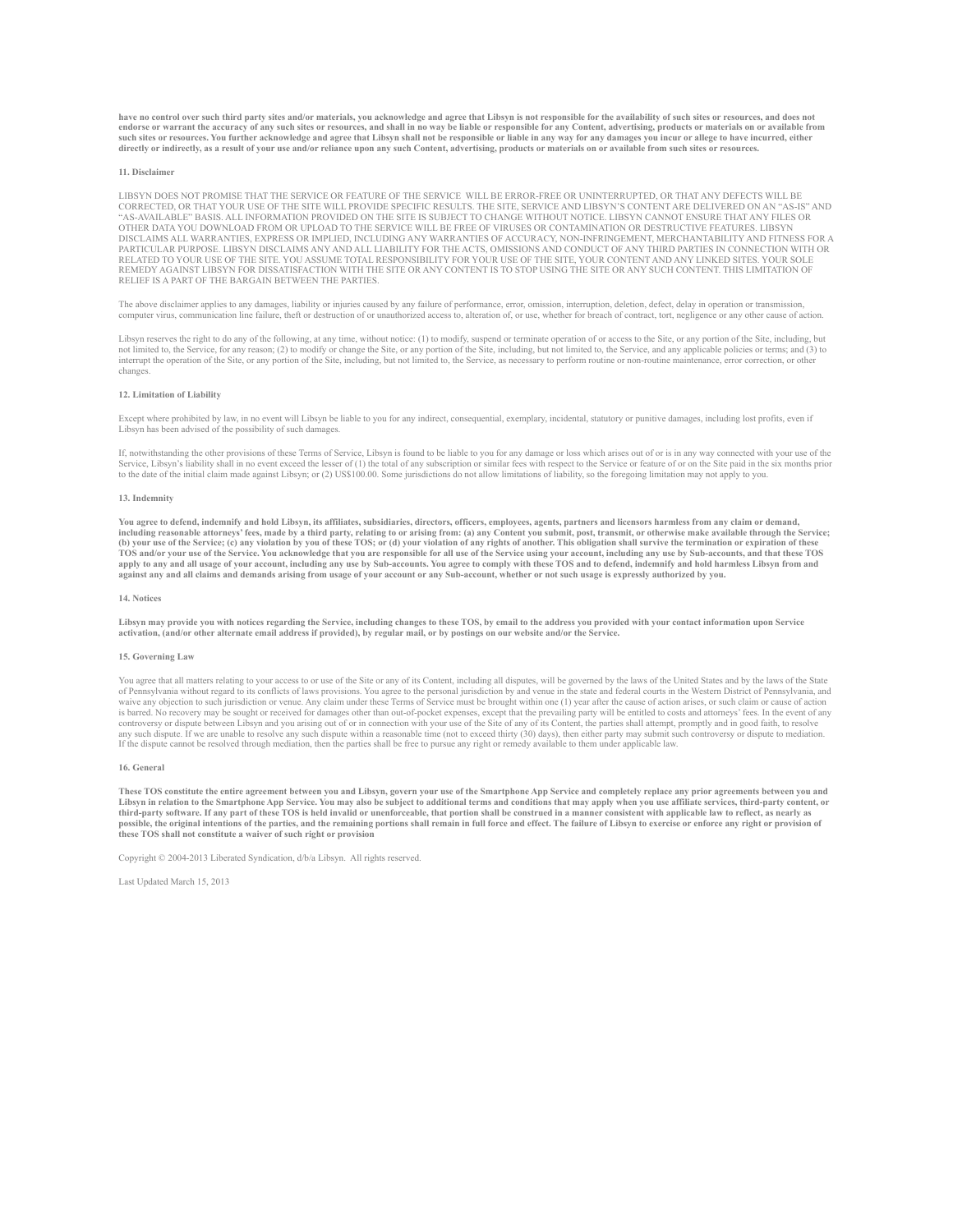**have no control over such third party sites and/or materials, you acknowledge and agree that Libsyn is not responsible for the availability of such sites or resources, and does not endorse or warrant the accuracy of any such sites or resources, and shall in no way be liable or responsible for any Content, advertising, products or materials on or available from such sites or resources. You further acknowledge and agree that Libsyn shall not be responsible or liable in any way for any damages you incur or allege to have incurred, either directly or indirectly, as a result of your use and/or reliance upon any such Content, advertising, products or materials on or available from such sites or resources.**

**11. Disclaimer**

LIBSYN DOES NOT PROMISE THAT THE SERVICE OR FEATURE OF THE SERVICE WILL BE ERROR-FREE OR UNINTERRUPTED, OR THAT ANY DEFECTS WILL BE CORRECTED, OR THAT YOUR USE OF THE SITE WILL PROVIDE SPECIFIC RESULTS. THE SITE, SERVICE AND LIBSYN'S CONTENT ARE DELIVERED ON AN "AS-IS" AND "AS-AVAILABLE" BASIS. ALL INFORMATION PROVIDED ON THE SITE IS SUBJECT TO CHANGE WITHOUT NOTICE. LIBSYN CANNOT ENSURE THAT ANY FILES OR OTHER DATA YOU DOWNLOAD FROM OR UPLOAD TO THE SERVICE WILL BE FREE OF VIRUSES OR CONTAMINATION OR DESTRUCTIVE FEATURES. LIBSYN DISCLAIMS ALL WARRANTIES, EXPRESS OR IMPLIED, INCLUDING ANY WARRANTIES OF ACCURACY, NON-INFRINGEMENT, MERCHANTABILITY AND FITNESS FOR A PARTICULAR PURPOSE. LIBSYN DISCLAIMS ANY AND ALL LIABILITY FOR THE ACTS, OMISSIONS AND CONDUCT OF ANY THIRD PARTIES IN CONNECTION WITH OR RELATED TO YOUR USE OF THE SITE. YOU ASSUME TOTAL RESPONSIBILITY FOR YOUR USE OF THE SITE, YOUR CONTENT AND ANY LINKED SITES. YOUR SOLE REMEDY AGAINST LIBSYN FOR DISSATISFACTION WITH THE SITE OR ANY CONTENT IS TO STOP USING THE SITE OR ANY SUCH CONTENT. THIS LIMITATION OF RELIEF IS A PART OF THE BARGAIN BETWEEN THE PARTIES.

The above disclaimer applies to any damages, liability or injuries caused by any failure of performance, error, omission, interruption, deletion, defect, delay in operation or transmission, computer virus, communication line failure, theft or destruction of or unauthorized access to, alteration of, or use, whether for breach of contract, tort, negligence or any other cause of action.

Libsyn reserves the right to do any of the following, at any time, without notice: (1) to modify, suspend or terminate operation of or access to the Site, or any portion of the Site, including, but not limited to, the Service, for any reason; (2) to modify or change the Site, or any portion of the Site, including, but not limited to, the Service, and any applicable policies or terms; and (3) to interrupt the operation of the Site, or any portion of the Site, including, but not limited to, the Service, as necessary to perform routine or non-routine maintenance, error correction, or other changes.

**12. Limitation of Liability**

Except where prohibited by law, in no event will Libsyn be liable to you for any indirect, consequential, exemplary, incidental, statutory or punitive damages, including lost profits, even if Libsyn has been advised of the possibility of such damages.

If, notwithstanding the other provisions of these Terms of Service, Libsyn is found to be liable to you for any damage or loss which arises out of or is in any way connected with your use of the Service, Libsyn's liability shall in no event exceed the lesser of (1) the total of any subscription or similar fees with respect to the Service or feature of or on the Site paid in the six months prior to the date of the initial claim made against Libsyn; or (2) US$100.00. Some jurisdictions do not allow limitations of liability, so the foregoing limitation may not apply to you.

**13. Indemnity**

**You agree to defend, indemnify and hold Libsyn, its affiliates, subsidiaries, directors, officers, employees, agents, partners and licensors harmless from any claim or demand, including reasonable attorneys' fees, made by a third party, relating to or arising from: (a) any Content you submit, post, transmit, or otherwise make available through the Service; (b) your use of the Service; (c) any violation by you of these TOS; or (d) your violation of any rights of another. This obligation shall survive the termination or expiration of these TOS and/or your use of the Service. You acknowledge that you are responsible for all use of the Service using your account, including any use by Sub-accounts, and that these TOS apply to any and all usage of your account, including any use by Sub-accounts. You agree to comply with these TOS and to defend, indemnify and hold harmless Libsyn from and against any and all claims and demands arising from usage of your account or any Sub-account, whether or not such usage is expressly authorized by you.**

**14. Notices**

**Libsyn may provide you with notices regarding the Service, including changes to these TOS, by email to the address you provided with your contact information upon Service activation, (and/or other alternate email address if provided), by regular mail, or by postings on our website and/or the Service.**

**15. Governing Law**

You agree that all matters relating to your access to or use of the Site or any of its Content, including all disputes, will be governed by the laws of the United States and by the laws of the State of Pennsylvania without regard to its conflicts of laws provisions. You agree to the personal jurisdiction by and venue in the state and federal courts in the Western District of Pennsylvania, and waive any objection to such jurisdiction or venue. Any claim under these Terms of Service must be brought within one (1) year after the cause of action arises, or such claim or cause of action is barred. No recovery may be sought or received for damages other than out-of-pocket expenses, except that the prevailing party will be entitled to costs and attorneys' fees. In the event of any controversy or dispute between Libsyn and you arising out of or in connection with your use of the Site of any of its Content, the parties shall attempt, promptly and in good faith, to resolve any such dispute. If we are unable to resolve any such dispute within a reasonable time (not to exceed thirty (30) days), then either party may submit such controversy or dispute to mediation. If the dispute cannot be resolved through mediation, then the parties shall be free to pursue any right or remedy available to them under applicable law.

**16. General**

**These TOS constitute the entire agreement between you and Libsyn, govern your use of the Smartphone App Service and completely replace any prior agreements between you and Libsyn in relation to the Smartphone App Service. You may also be subject to additional terms and conditions that may apply when you use affiliate services, third-party content, or third-party software. If any part of these TOS is held invalid or unenforceable, that portion shall be construed in a manner consistent with applicable law to reflect, as nearly as possible, the original intentions of the parties, and the remaining portions shall remain in full force and effect. The failure of Libsyn to exercise or enforce any right or provision of these TOS shall not constitute a waiver of such right or provision**

Copyright © 2004-2013 Liberated Syndication, d/b/a Libsyn. All rights reserved.

Last Updated March 15, 2013